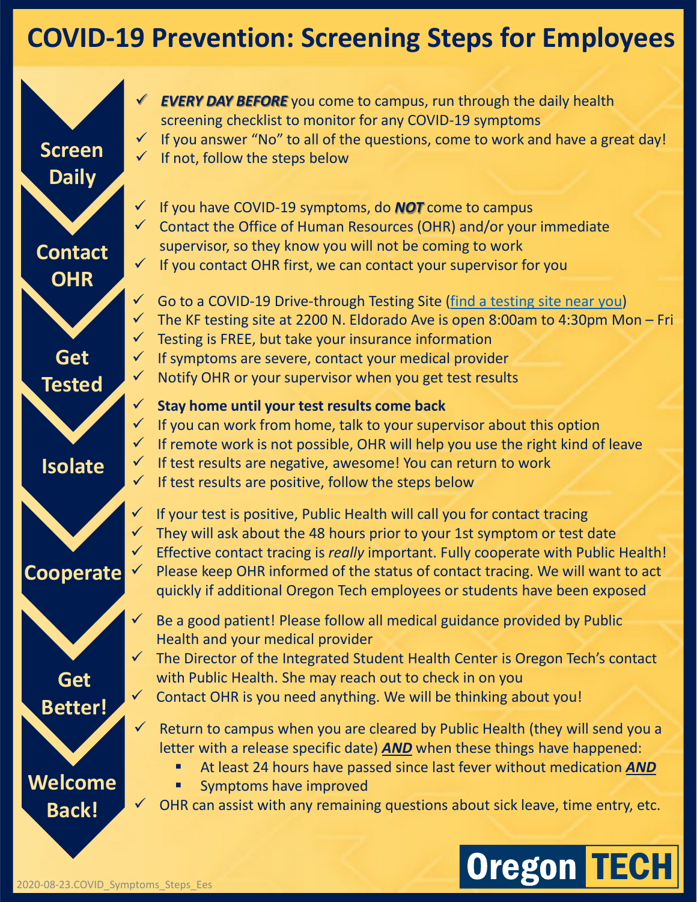# COVID-19 Prevention: Screening Steps for Employees

## Screen Daily

- ✓ ***EVERY DAY BEFORE*** you come to campus, run through the daily health screening checklist to monitor for any COVID-19 symptoms
- ✓ If you answer "No" to all of the questions, come to work and have a great day!
- ✓ If not, follow the steps below

## Contact OHR

- ✓ If you have COVID-19 symptoms, do ***NOT*** come to campus
- ✓ Contact the Office of Human Resources (OHR) and/or your immediate supervisor, so they know you will not be coming to work
- ✓ If you contact OHR first, we can contact your supervisor for you

## Get Tested

- ✓ Go to a COVID-19 Drive-through Testing Site (find a testing site near you)
- ✓ The KF testing site at 2200 N. Eldorado Ave is open 8:00am to 4:30pm Mon – Fri
- ✓ Testing is FREE, but take your insurance information
- ✓ If symptoms are severe, contact your medical provider
- ✓ Notify OHR or your supervisor when you get test results

## Isolate

- ✓ **Stay home until your test results come back**
- ✓ If you can work from home, talk to your supervisor about this option
- ✓ If remote work is not possible, OHR will help you use the right kind of leave
- ✓ If test results are negative, awesome! You can return to work
- ✓ If test results are positive, follow the steps below

## Cooperate

- ✓ If your test is positive, Public Health will call you for contact tracing
- ✓ They will ask about the 48 hours prior to your 1st symptom or test date
- ✓ Effective contact tracing is *really* important. Fully cooperate with Public Health!
- ✓ Please keep OHR informed of the status of contact tracing. We will want to act quickly if additional Oregon Tech employees or students have been exposed

## Get Better!

- ✓ Be a good patient! Please follow all medical guidance provided by Public Health and your medical provider
- ✓ The Director of the Integrated Student Health Center is Oregon Tech's contact with Public Health. She may reach out to check in on you
- ✓ Contact OHR is you need anything. We will be thinking about you!

## Welcome Back!

- ✓ Return to campus when you are cleared by Public Health (they will send you a letter with a release specific date) ***AND*** when these things have happened:
  - At least 24 hours have passed since last fever without medication ***AND***
  - Symptoms have improved
- ✓ OHR can assist with any remaining questions about sick leave, time entry, etc.

Oregon TECH

2020-08-23.COVID_Symptoms_Steps_Ees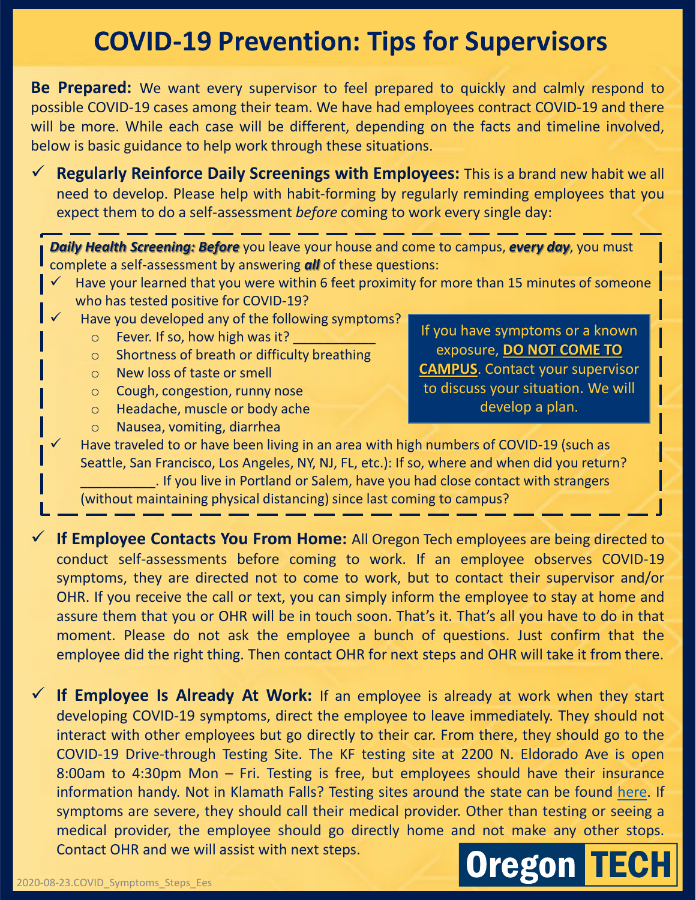# COVID-19 Prevention: Tips for Supervisors

**Be Prepared:** We want every supervisor to feel prepared to quickly and calmly respond to possible COVID-19 cases among their team. We have had employees contract COVID-19 and there will be more. While each case will be different, depending on the facts and timeline involved, below is basic guidance to help work through these situations.

- ✓ **Regularly Reinforce Daily Screenings with Employees:** This is a brand new habit we all need to develop. Please help with habit-forming by regularly reminding employees that you expect them to do a self-assessment *before* coming to work every single day:

> ***Daily Health Screening: Before*** you leave your house and come to campus, ***every day***, you must complete a self-assessment by answering ***all*** of these questions:
>
> - ✓ Have your learned that you were within 6 feet proximity for more than 15 minutes of someone who has tested positive for COVID-19?
> - ✓ Have you developed any of the following symptoms?
>   - Fever. If so, how high was it? ___________
>   - Shortness of breath or difficulty breathing
>   - New loss of taste or smell
>   - Cough, congestion, runny nose
>   - Headache, muscle or body ache
>   - Nausea, vomiting, diarrhea
> - ✓ Have traveled to or have been living in an area with high numbers of COVID-19 (such as Seattle, San Francisco, Los Angeles, NY, NJ, FL, etc.): If so, where and when did you return? __________. If you live in Portland or Salem, have you had close contact with strangers (without maintaining physical distancing) since last coming to campus?
>
> If you have symptoms or a known exposure, **DO NOT COME TO CAMPUS**. Contact your supervisor to discuss your situation. We will develop a plan.

- ✓ **If Employee Contacts You From Home:** All Oregon Tech employees are being directed to conduct self-assessments before coming to work. If an employee observes COVID-19 symptoms, they are directed not to come to work, but to contact their supervisor and/or OHR. If you receive the call or text, you can simply inform the employee to stay at home and assure them that you or OHR will be in touch soon. That's it. That's all you have to do in that moment. Please do not ask the employee a bunch of questions. Just confirm that the employee did the right thing. Then contact OHR for next steps and OHR will take it from there.

- ✓ **If Employee Is Already At Work:** If an employee is already at work when they start developing COVID-19 symptoms, direct the employee to leave immediately. They should not interact with other employees but go directly to their car. From there, they should go to the COVID-19 Drive-through Testing Site. The KF testing site at 2200 N. Eldorado Ave is open 8:00am to 4:30pm Mon – Fri. Testing is free, but employees should have their insurance information handy. Not in Klamath Falls? Testing sites around the state can be found here. If symptoms are severe, they should call their medical provider. Other than testing or seeing a medical provider, the employee should go directly home and not make any other stops. Contact OHR and we will assist with next steps.

Oregon TECH

2020-08-23.COVID_Symptoms_Steps_Ees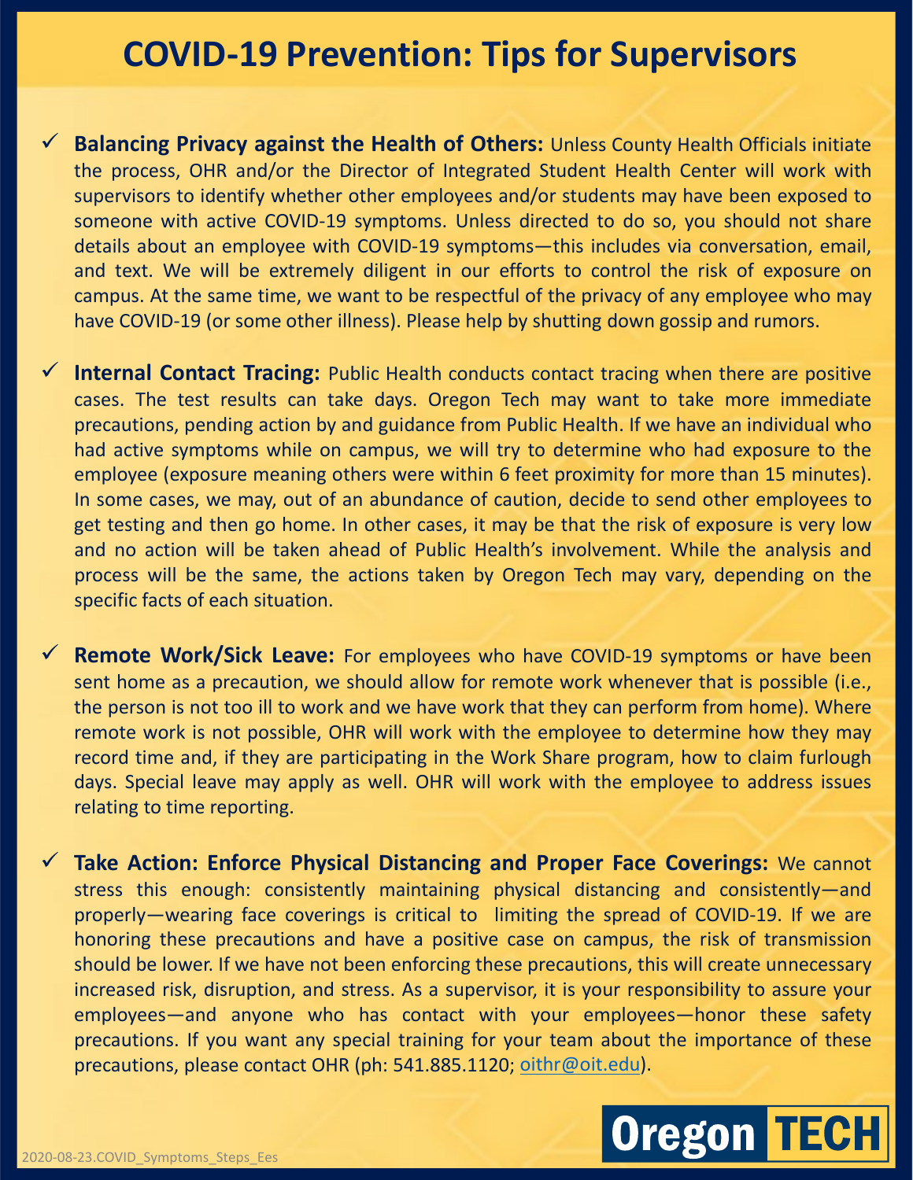# COVID-19 Prevention: Tips for Supervisors

- ✓ **Balancing Privacy against the Health of Others:** Unless County Health Officials initiate the process, OHR and/or the Director of Integrated Student Health Center will work with supervisors to identify whether other employees and/or students may have been exposed to someone with active COVID-19 symptoms. Unless directed to do so, you should not share details about an employee with COVID-19 symptoms—this includes via conversation, email, and text. We will be extremely diligent in our efforts to control the risk of exposure on campus. At the same time, we want to be respectful of the privacy of any employee who may have COVID-19 (or some other illness). Please help by shutting down gossip and rumors.

- ✓ **Internal Contact Tracing:** Public Health conducts contact tracing when there are positive cases. The test results can take days. Oregon Tech may want to take more immediate precautions, pending action by and guidance from Public Health. If we have an individual who had active symptoms while on campus, we will try to determine who had exposure to the employee (exposure meaning others were within 6 feet proximity for more than 15 minutes). In some cases, we may, out of an abundance of caution, decide to send other employees to get testing and then go home. In other cases, it may be that the risk of exposure is very low and no action will be taken ahead of Public Health's involvement. While the analysis and process will be the same, the actions taken by Oregon Tech may vary, depending on the specific facts of each situation.

- ✓ **Remote Work/Sick Leave:** For employees who have COVID-19 symptoms or have been sent home as a precaution, we should allow for remote work whenever that is possible (i.e., the person is not too ill to work and we have work that they can perform from home). Where remote work is not possible, OHR will work with the employee to determine how they may record time and, if they are participating in the Work Share program, how to claim furlough days. Special leave may apply as well. OHR will work with the employee to address issues relating to time reporting.

- ✓ **Take Action: Enforce Physical Distancing and Proper Face Coverings:** We cannot stress this enough: consistently maintaining physical distancing and consistently—and properly—wearing face coverings is critical to limiting the spread of COVID-19. If we are honoring these precautions and have a positive case on campus, the risk of transmission should be lower. If we have not been enforcing these precautions, this will create unnecessary increased risk, disruption, and stress. As a supervisor, it is your responsibility to assure your employees—and anyone who has contact with your employees—honor these safety precautions. If you want any special training for your team about the importance of these precautions, please contact OHR (ph: 541.885.1120; oithr@oit.edu).

Oregon TECH

2020-08-23.COVID_Symptoms_Steps_Ees